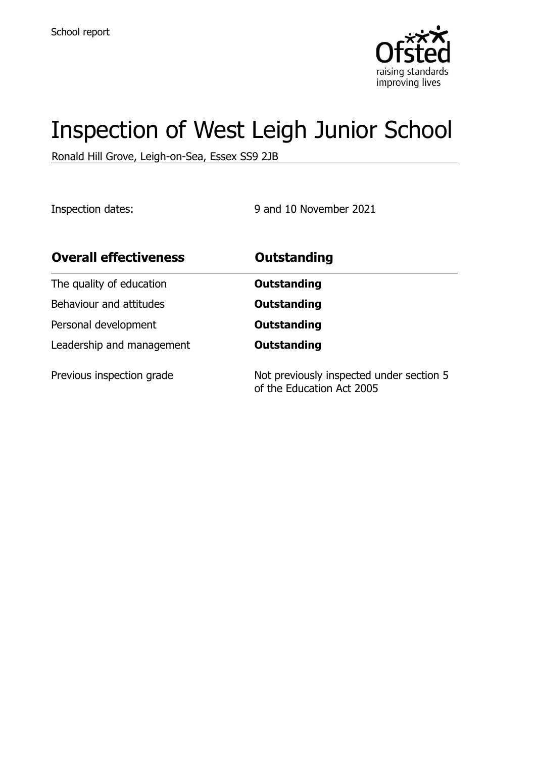School report

# Inspection of West Leigh Junior School

Ronald Hill Grove, Leigh-on-Sea, Essex SS9 2JB

Inspection dates: 9 and 10 November 2021

| **Overall effectiveness** | **Outstanding** |
| --- | --- |
| The quality of education | **Outstanding** |
| Behaviour and attitudes | **Outstanding** |
| Personal development | **Outstanding** |
| Leadership and management | **Outstanding** |
| Previous inspection grade | Not previously inspected under section 5 of the Education Act 2005 |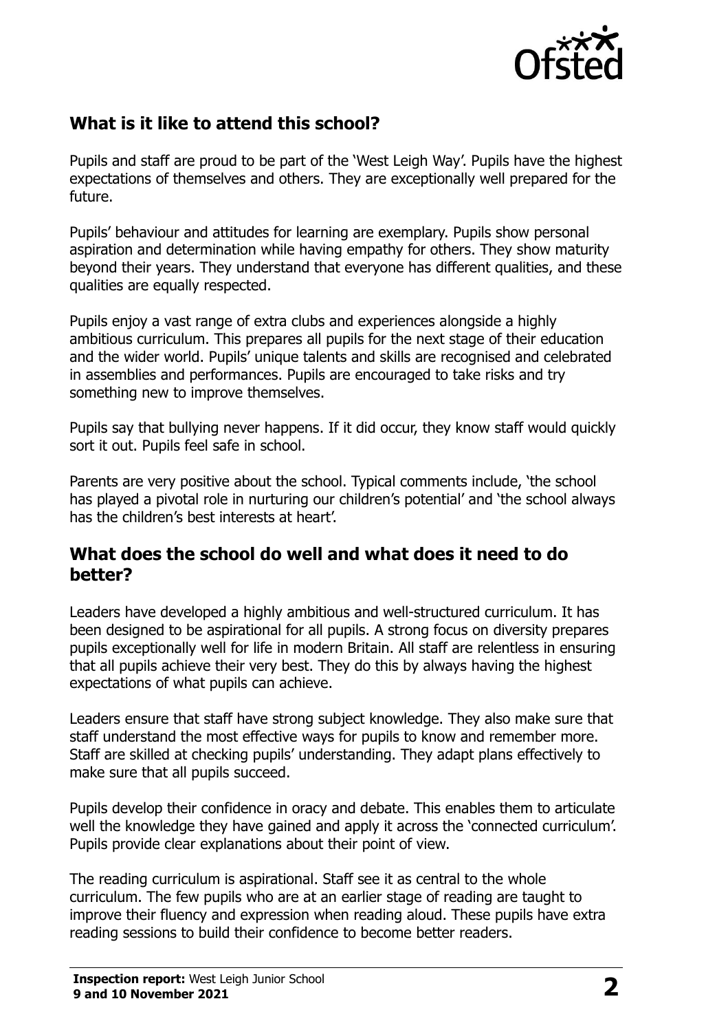## What is it like to attend this school?

Pupils and staff are proud to be part of the 'West Leigh Way'. Pupils have the highest expectations of themselves and others. They are exceptionally well prepared for the future.

Pupils' behaviour and attitudes for learning are exemplary. Pupils show personal aspiration and determination while having empathy for others. They show maturity beyond their years. They understand that everyone has different qualities, and these qualities are equally respected.

Pupils enjoy a vast range of extra clubs and experiences alongside a highly ambitious curriculum. This prepares all pupils for the next stage of their education and the wider world. Pupils' unique talents and skills are recognised and celebrated in assemblies and performances. Pupils are encouraged to take risks and try something new to improve themselves.

Pupils say that bullying never happens. If it did occur, they know staff would quickly sort it out. Pupils feel safe in school.

Parents are very positive about the school. Typical comments include, 'the school has played a pivotal role in nurturing our children's potential' and 'the school always has the children's best interests at heart'.

## What does the school do well and what does it need to do better?

Leaders have developed a highly ambitious and well-structured curriculum. It has been designed to be aspirational for all pupils. A strong focus on diversity prepares pupils exceptionally well for life in modern Britain. All staff are relentless in ensuring that all pupils achieve their very best. They do this by always having the highest expectations of what pupils can achieve.

Leaders ensure that staff have strong subject knowledge. They also make sure that staff understand the most effective ways for pupils to know and remember more. Staff are skilled at checking pupils' understanding. They adapt plans effectively to make sure that all pupils succeed.

Pupils develop their confidence in oracy and debate. This enables them to articulate well the knowledge they have gained and apply it across the 'connected curriculum'. Pupils provide clear explanations about their point of view.

The reading curriculum is aspirational. Staff see it as central to the whole curriculum. The few pupils who are at an earlier stage of reading are taught to improve their fluency and expression when reading aloud. These pupils have extra reading sessions to build their confidence to become better readers.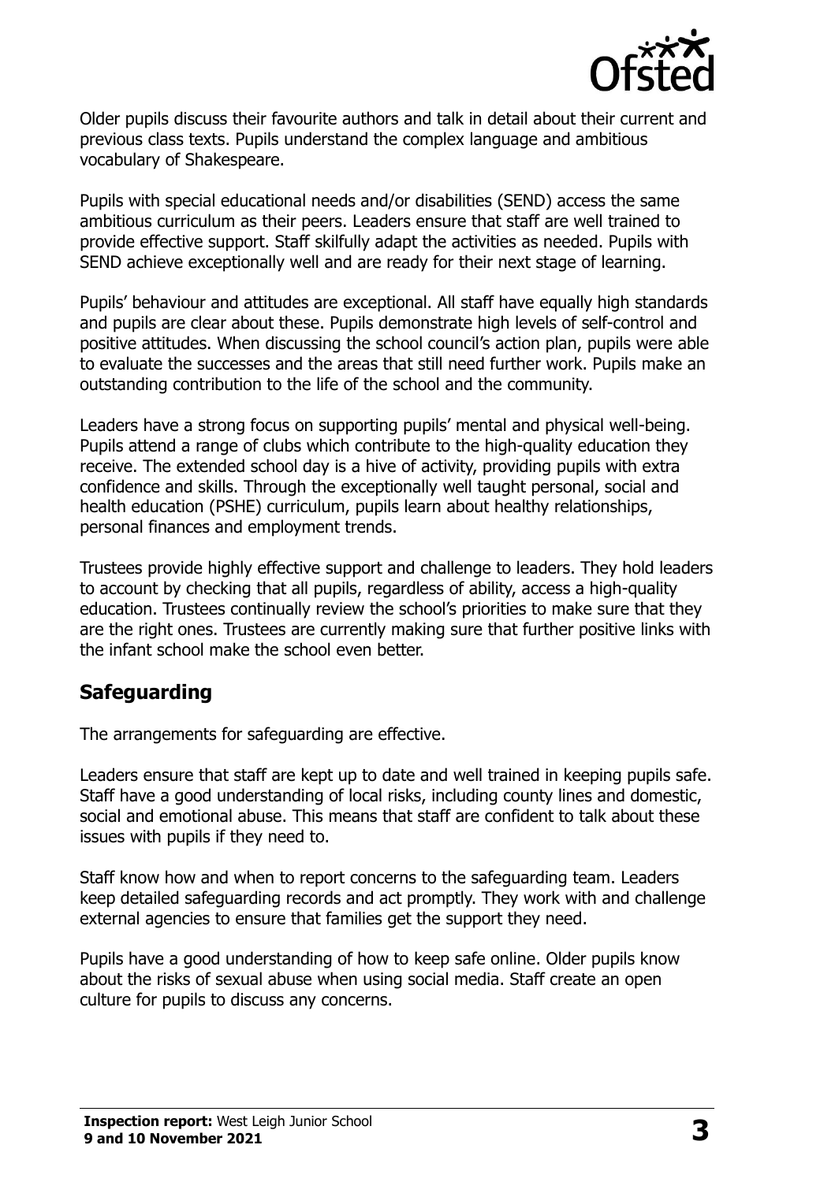Older pupils discuss their favourite authors and talk in detail about their current and previous class texts. Pupils understand the complex language and ambitious vocabulary of Shakespeare.

Pupils with special educational needs and/or disabilities (SEND) access the same ambitious curriculum as their peers. Leaders ensure that staff are well trained to provide effective support. Staff skilfully adapt the activities as needed. Pupils with SEND achieve exceptionally well and are ready for their next stage of learning.

Pupils' behaviour and attitudes are exceptional. All staff have equally high standards and pupils are clear about these. Pupils demonstrate high levels of self-control and positive attitudes. When discussing the school council's action plan, pupils were able to evaluate the successes and the areas that still need further work. Pupils make an outstanding contribution to the life of the school and the community.

Leaders have a strong focus on supporting pupils' mental and physical well-being. Pupils attend a range of clubs which contribute to the high-quality education they receive. The extended school day is a hive of activity, providing pupils with extra confidence and skills. Through the exceptionally well taught personal, social and health education (PSHE) curriculum, pupils learn about healthy relationships, personal finances and employment trends.

Trustees provide highly effective support and challenge to leaders. They hold leaders to account by checking that all pupils, regardless of ability, access a high-quality education. Trustees continually review the school's priorities to make sure that they are the right ones. Trustees are currently making sure that further positive links with the infant school make the school even better.

## Safeguarding

The arrangements for safeguarding are effective.

Leaders ensure that staff are kept up to date and well trained in keeping pupils safe. Staff have a good understanding of local risks, including county lines and domestic, social and emotional abuse. This means that staff are confident to talk about these issues with pupils if they need to.

Staff know how and when to report concerns to the safeguarding team. Leaders keep detailed safeguarding records and act promptly. They work with and challenge external agencies to ensure that families get the support they need.

Pupils have a good understanding of how to keep safe online. Older pupils know about the risks of sexual abuse when using social media. Staff create an open culture for pupils to discuss any concerns.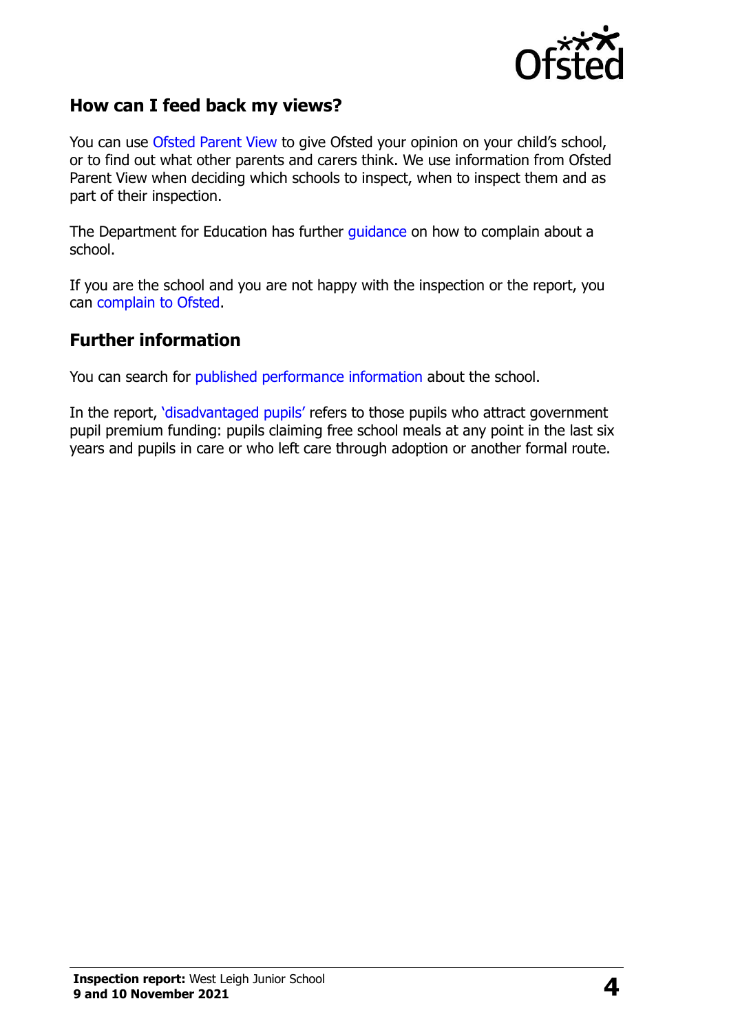## How can I feed back my views?

You can use Ofsted Parent View to give Ofsted your opinion on your child's school, or to find out what other parents and carers think. We use information from Ofsted Parent View when deciding which schools to inspect, when to inspect them and as part of their inspection.

The Department for Education has further guidance on how to complain about a school.

If you are the school and you are not happy with the inspection or the report, you can complain to Ofsted.

## Further information

You can search for published performance information about the school.

In the report, 'disadvantaged pupils' refers to those pupils who attract government pupil premium funding: pupils claiming free school meals at any point in the last six years and pupils in care or who left care through adoption or another formal route.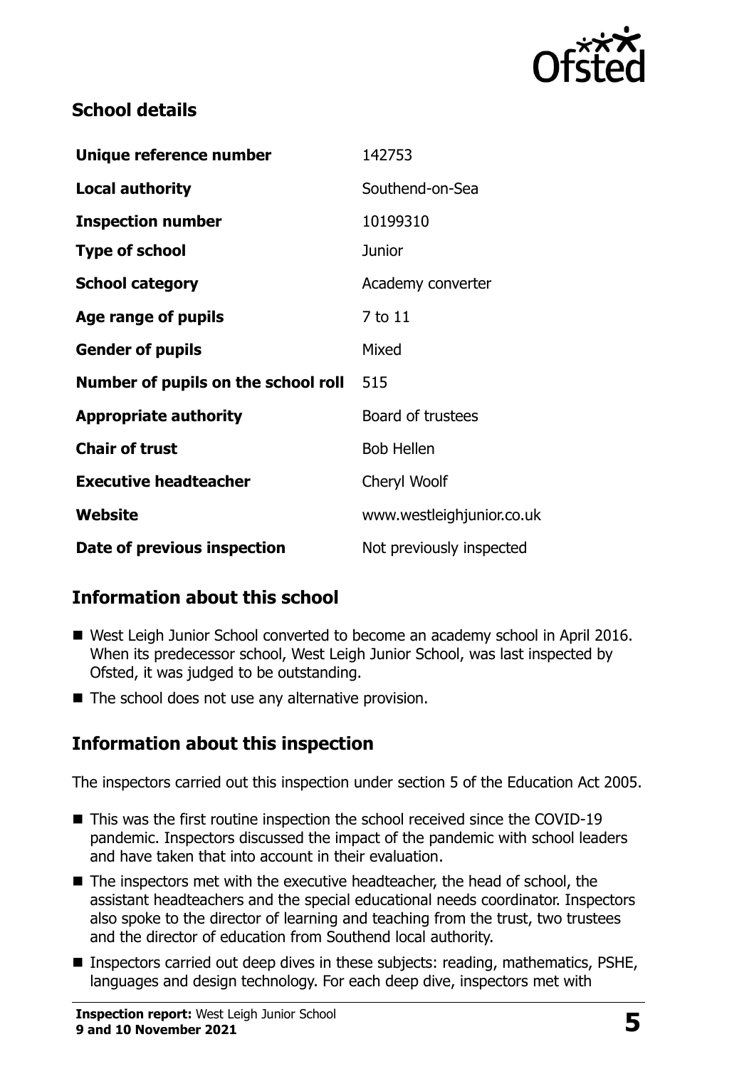## School details

| Unique reference number | 142753 |
| --- | --- |
| **Local authority** | Southend-on-Sea |
| **Inspection number** | 10199310 |
| **Type of school** | Junior |
| **School category** | Academy converter |
| **Age range of pupils** | 7 to 11 |
| **Gender of pupils** | Mixed |
| **Number of pupils on the school roll** | 515 |
| **Appropriate authority** | Board of trustees |
| **Chair of trust** | Bob Hellen |
| **Executive headteacher** | Cheryl Woolf |
| **Website** | www.westleighjunior.co.uk |
| **Date of previous inspection** | Not previously inspected |

## Information about this school

- West Leigh Junior School converted to become an academy school in April 2016. When its predecessor school, West Leigh Junior School, was last inspected by Ofsted, it was judged to be outstanding.
- The school does not use any alternative provision.

## Information about this inspection

The inspectors carried out this inspection under section 5 of the Education Act 2005.

- This was the first routine inspection the school received since the COVID-19 pandemic. Inspectors discussed the impact of the pandemic with school leaders and have taken that into account in their evaluation.
- The inspectors met with the executive headteacher, the head of school, the assistant headteachers and the special educational needs coordinator. Inspectors also spoke to the director of learning and teaching from the trust, two trustees and the director of education from Southend local authority.
- Inspectors carried out deep dives in these subjects: reading, mathematics, PSHE, languages and design technology. For each deep dive, inspectors met with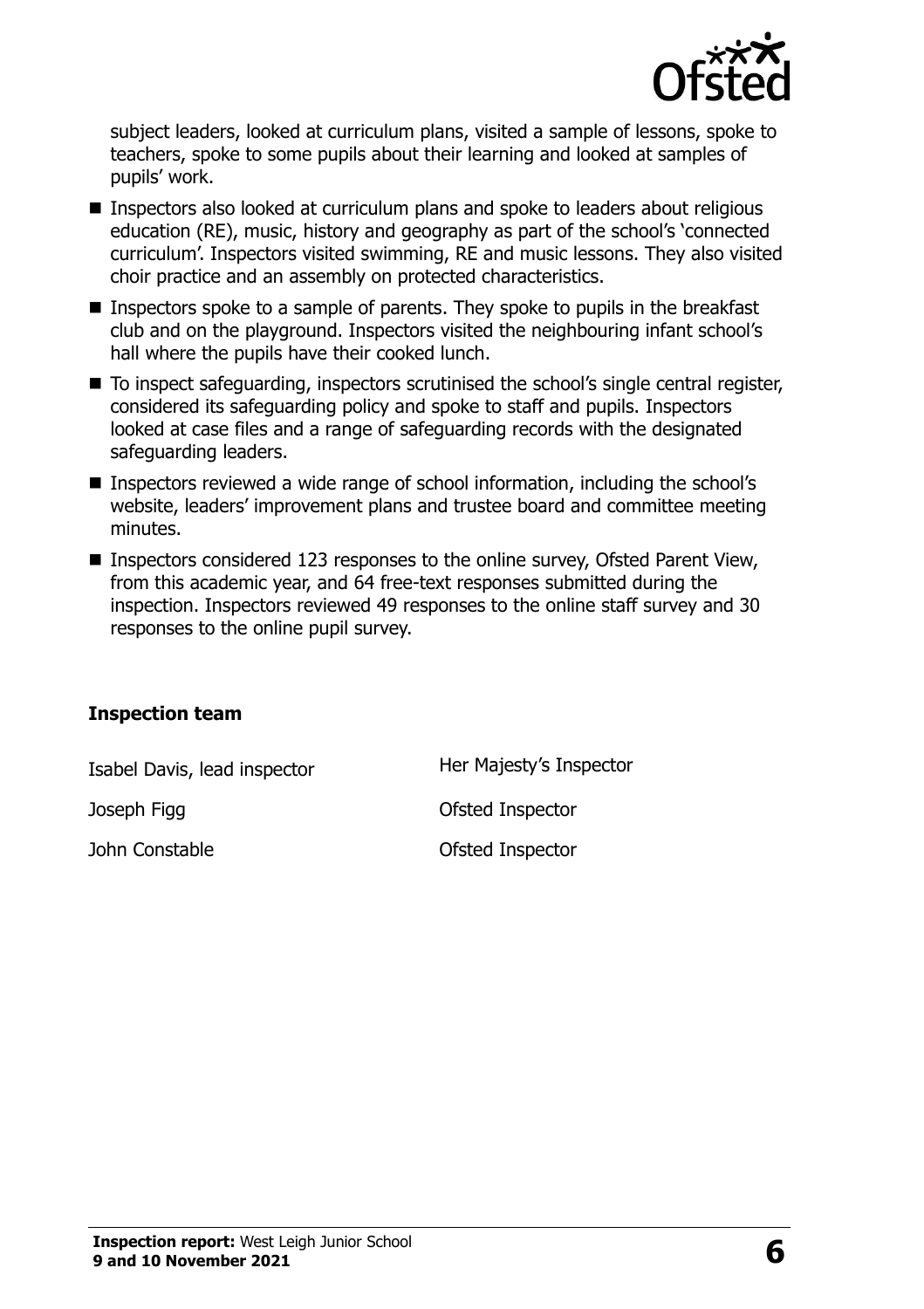subject leaders, looked at curriculum plans, visited a sample of lessons, spoke to teachers, spoke to some pupils about their learning and looked at samples of pupils' work.

- Inspectors also looked at curriculum plans and spoke to leaders about religious education (RE), music, history and geography as part of the school's 'connected curriculum'. Inspectors visited swimming, RE and music lessons. They also visited choir practice and an assembly on protected characteristics.
- Inspectors spoke to a sample of parents. They spoke to pupils in the breakfast club and on the playground. Inspectors visited the neighbouring infant school's hall where the pupils have their cooked lunch.
- To inspect safeguarding, inspectors scrutinised the school's single central register, considered its safeguarding policy and spoke to staff and pupils. Inspectors looked at case files and a range of safeguarding records with the designated safeguarding leaders.
- Inspectors reviewed a wide range of school information, including the school's website, leaders' improvement plans and trustee board and committee meeting minutes.
- Inspectors considered 123 responses to the online survey, Ofsted Parent View, from this academic year, and 64 free-text responses submitted during the inspection. Inspectors reviewed 49 responses to the online staff survey and 30 responses to the online pupil survey.

### Inspection team

| | |
|---|---|
| Isabel Davis, lead inspector | Her Majesty's Inspector |
| Joseph Figg | Ofsted Inspector |
| John Constable | Ofsted Inspector |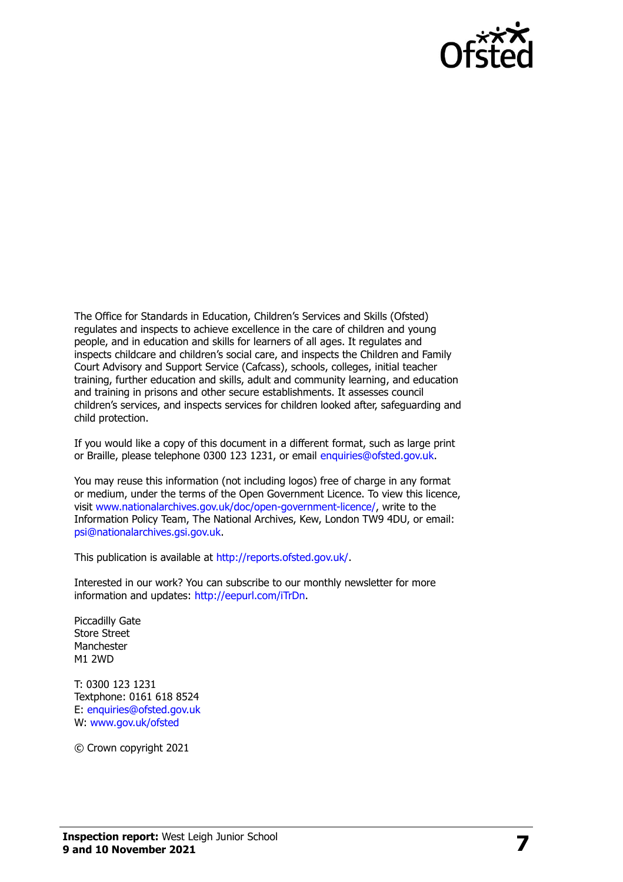The Office for Standards in Education, Children's Services and Skills (Ofsted) regulates and inspects to achieve excellence in the care of children and young people, and in education and skills for learners of all ages. It regulates and inspects childcare and children's social care, and inspects the Children and Family Court Advisory and Support Service (Cafcass), schools, colleges, initial teacher training, further education and skills, adult and community learning, and education and training in prisons and other secure establishments. It assesses council children's services, and inspects services for children looked after, safeguarding and child protection.

If you would like a copy of this document in a different format, such as large print or Braille, please telephone 0300 123 1231, or email enquiries@ofsted.gov.uk.

You may reuse this information (not including logos) free of charge in any format or medium, under the terms of the Open Government Licence. To view this licence, visit www.nationalarchives.gov.uk/doc/open-government-licence/, write to the Information Policy Team, The National Archives, Kew, London TW9 4DU, or email: psi@nationalarchives.gsi.gov.uk.

This publication is available at http://reports.ofsted.gov.uk/.

Interested in our work? You can subscribe to our monthly newsletter for more information and updates: http://eepurl.com/iTrDn.

Piccadilly Gate  
Store Street  
Manchester  
M1 2WD

T: 0300 123 1231  
Textphone: 0161 618 8524  
E: enquiries@ofsted.gov.uk  
W: www.gov.uk/ofsted

© Crown copyright 2021